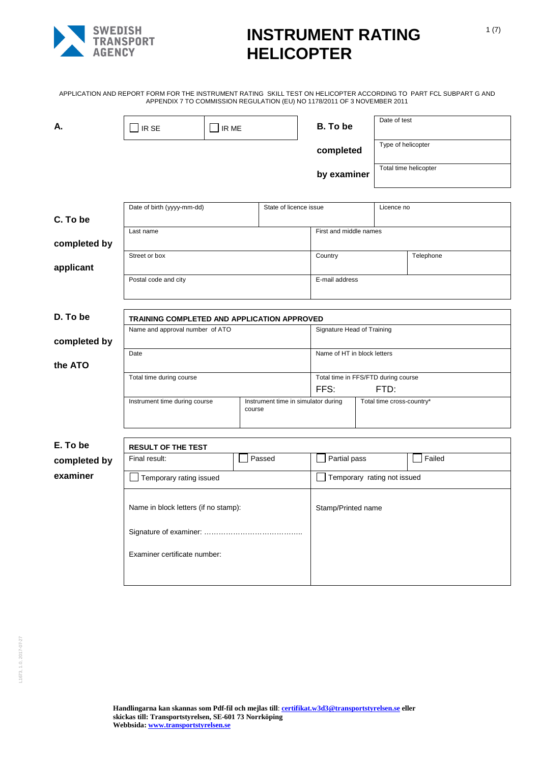SWEDISH TRANSPORT AGENCY

# INSTRUMENT RATING HELICOPTER

APPLICATION AND REPORT FORM FOR THE INSTRUMENT RATING SKILL TEST ON HELICOPTER ACCORDING TO PART FCL SUBPART G AND APPENDIX 7 TO COMMISSION REGULATION (EU) NO 1178/2011 OF 3 NOVEMBER 2011

**A.**

| ☐ IR SE | ☐ IR ME |
|---|---|

**B. To be completed by examiner**

| Date of test |
|---|
| Type of helicopter |
| Total time helicopter |

**C. To be completed by applicant**

| Date of birth (yyyy-mm-dd) | State of licence issue | Licence no |
|---|---|---|
| Last name | First and middle names | |
| Street or box | Country | Telephone |
| Postal code and city | E-mail address | |

**D. To be completed by the ATO**

| TRAINING COMPLETED AND APPLICATION APPROVED | | |
|---|---|---|
| Name and approval number of ATO | Signature Head of Training | |
| Date | Name of HT in block letters | |
| Total time during course | Total time in FFS/FTD during course<br>FFS: FTD: | |
| Instrument time during course | Instrument time in simulator during course | Total time cross-country* |

**E. To be completed by examiner**

| RESULT OF THE TEST | | | |
|---|---|---|---|
| Final result: | ☐ Passed | ☐ Partial pass | ☐ Failed |
| ☐ Temporary rating issued | | ☐ Temporary rating not issued | |
| Name in block letters (if no stamp):<br><br>Signature of examiner: ……………………………………..<br><br>Examiner certificate number: | | Stamp/Printed name | |

**Handlingarna kan skannas som Pdf-fil och mejlas till**: **certifikat.w3d3@transportstyrelsen.se eller skickas till: Transportstyrelsen, SE-601 73 Norrköping**
**Webbsida: www.transportstyrelsen.se**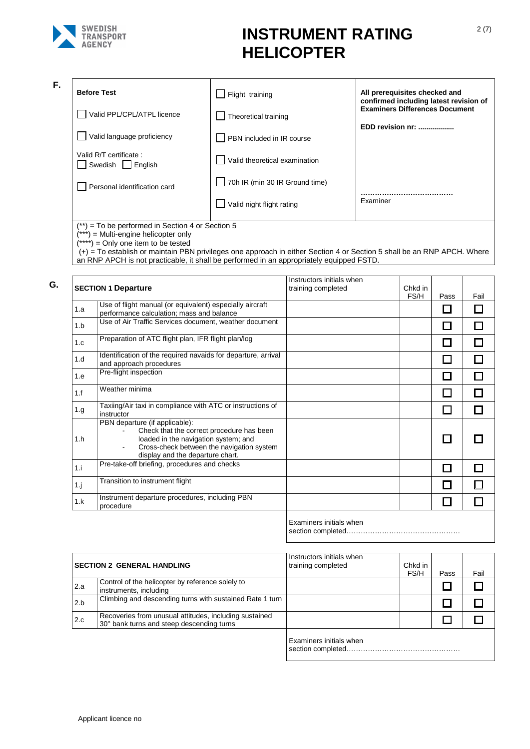# INSTRUMENT RATING HELICOPTER

**F.**

| **Before Test** | | **All prerequisites checked and confirmed including latest revision of Examiners Differences Document** |
|---|---|---|
| ☐ Valid PPL/CPL/ATPL licence | ☐ Flight training | |
| ☐ Valid language proficiency | ☐ Theoretical training | **EDD revision nr: ..................** |
| Valid R/T certificate : ☐ Swedish ☐ English | ☐ PBN included in IR course | |
| ☐ Personal identification card | ☐ Valid theoretical examination | |
| | ☐ 70h IR (min 30 IR Ground time) | ………………………………… |
| | ☐ Valid night flight rating | Examiner |

(**) = To be performed in Section 4 or Section 5
(***) = Multi-engine helicopter only
(****) = Only one item to be tested
(+) = To establish or maintain PBN privileges one approach in either Section 4 or Section 5 shall be an RNP APCH. Where an RNP APCH is not practicable, it shall be performed in an appropriately equipped FSTD.

**G.**

| **SECTION 1 Departure** | | Instructors initials when training completed | Chkd in FS/H | Pass | Fail |
|---|---|---|---|---|---|
| 1.a | Use of flight manual (or equivalent) especially aircraft performance calculation; mass and balance | | | ☐ | ☐ |
| 1.b | Use of Air Traffic Services document, weather document | | | ☐ | ☐ |
| 1.c | Preparation of ATC flight plan, IFR flight plan/log | | | ☐ | ☐ |
| 1.d | Identification of the required navaids for departure, arrival and approach procedures | | | ☐ | ☐ |
| 1.e | Pre-flight inspection | | | ☐ | ☐ |
| 1.f | Weather minima | | | ☐ | ☐ |
| 1.g | Taxiing/Air taxi in compliance with ATC or instructions of instructor | | | ☐ | ☐ |
| 1.h | PBN departure (if applicable): - Check that the correct procedure has been loaded in the navigation system; and - Cross-check between the navigation system display and the departure chart. | | | ☐ | ☐ |
| 1.i | Pre-take-off briefing, procedures and checks | | | ☐ | ☐ |
| 1.j | Transition to instrument flight | | | ☐ | ☐ |
| 1.k | Instrument departure procedures, including PBN procedure | | | ☐ | ☐ |
| | | Examiners initials when section completed………………………………………… | | | |

| **SECTION 2 GENERAL HANDLING** | | Instructors initials when training completed | Chkd in FS/H | Pass | Fail |
|---|---|---|---|---|---|
| 2.a | Control of the helicopter by reference solely to instruments, including | | | ☐ | ☐ |
| 2.b | Climbing and descending turns with sustained Rate 1 turn | | | ☐ | ☐ |
| 2.c | Recoveries from unusual attitudes, including sustained 30° bank turns and steep descending turns | | | ☐ | ☐ |
| | | Examiners initials when section completed………………………………………… | | | |

Applicant licence no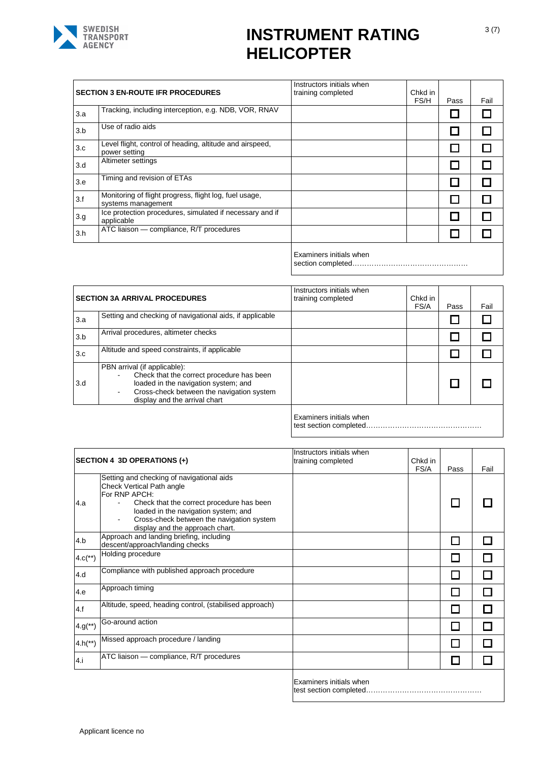# INSTRUMENT RATING HELICOPTER

| SECTION 3 EN-ROUTE IFR PROCEDURES | | Instructors initials when training completed | Chkd in FS/H | Pass | Fail |
|---|---|---|---|---|---|
| 3.a | Tracking, including interception, e.g. NDB, VOR, RNAV | | | ☐ | ☐ |
| 3.b | Use of radio aids | | | ☐ | ☐ |
| 3.c | Level flight, control of heading, altitude and airspeed, power setting | | | ☐ | ☐ |
| 3.d | Altimeter settings | | | ☐ | ☐ |
| 3.e | Timing and revision of ETAs | | | ☐ | ☐ |
| 3.f | Monitoring of flight progress, flight log, fuel usage, systems management | | | ☐ | ☐ |
| 3.g | Ice protection procedures, simulated if necessary and if applicable | | | ☐ | ☐ |
| 3.h | ATC liaison — compliance, R/T procedures | | | ☐ | ☐ |

Examiners initials when section completed…………………………………………

| SECTION 3A ARRIVAL PROCEDURES | | Instructors initials when training completed | Chkd in FS/A | Pass | Fail |
|---|---|---|---|---|---|
| 3.a | Setting and checking of navigational aids, if applicable | | | ☐ | ☐ |
| 3.b | Arrival procedures, altimeter checks | | | ☐ | ☐ |
| 3.c | Altitude and speed constraints, if applicable | | | ☐ | ☐ |
| 3.d | PBN arrival (if applicable):<br>- Check that the correct procedure has been loaded in the navigation system; and<br>- Cross-check between the navigation system display and the arrival chart | | | ☐ | ☐ |

Examiners initials when test section completed…………………………………………

| SECTION 4 3D OPERATIONS (+) | | Instructors initials when training completed | Chkd in FS/A | Pass | Fail |
|---|---|---|---|---|---|
| 4.a | Setting and checking of navigational aids<br>Check Vertical Path angle<br>For RNP APCH:<br>- Check that the correct procedure has been loaded in the navigation system; and<br>- Cross-check between the navigation system display and the approach chart. | | | ☐ | ☐ |
| 4.b | Approach and landing briefing, including descent/approach/landing checks | | | ☐ | ☐ |
| 4.c(**) | Holding procedure | | | ☐ | ☐ |
| 4.d | Compliance with published approach procedure | | | ☐ | ☐ |
| 4.e | Approach timing | | | ☐ | ☐ |
| 4.f | Altitude, speed, heading control, (stabilised approach) | | | ☐ | ☐ |
| 4.g(**) | Go-around action | | | ☐ | ☐ |
| 4.h(**) | Missed approach procedure / landing | | | ☐ | ☐ |
| 4.i | ATC liaison — compliance, R/T procedures | | | ☐ | ☐ |

Examiners initials when test section completed…………………………………………

Applicant licence no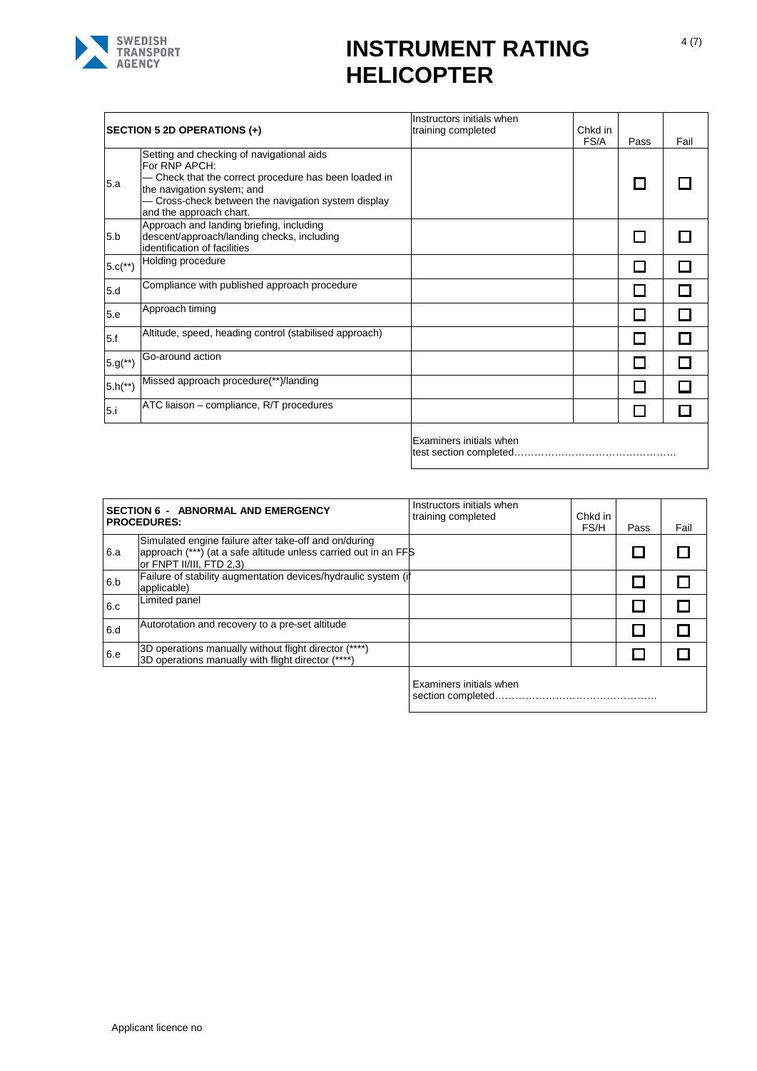# INSTRUMENT RATING HELICOPTER

| SECTION 5 2D OPERATIONS (+) | | Instructors initials when training completed | Chkd in FS/A | Pass | Fail |
|---|---|---|---|---|---|
| 5.a | Setting and checking of navigational aids<br>For RNP APCH:<br>— Check that the correct procedure has been loaded in the navigation system; and<br>— Cross-check between the navigation system display and the approach chart. | | | ☐ | ☐ |
| 5.b | Approach and landing briefing, including descent/approach/landing checks, including identification of facilities | | | ☐ | ☐ |
| 5.c(**) | Holding procedure | | | ☐ | ☐ |
| 5.d | Compliance with published approach procedure | | | ☐ | ☐ |
| 5.e | Approach timing | | | ☐ | ☐ |
| 5.f | Altitude, speed, heading control (stabilised approach) | | | ☐ | ☐ |
| 5.g(**) | Go-around action | | | ☐ | ☐ |
| 5.h(**) | Missed approach procedure(**)/landing | | | ☐ | ☐ |
| 5.i | ATC liaison – compliance, R/T procedures | | | ☐ | ☐ |

Examiners initials when test section completed…………………………………………

| SECTION 6 - ABNORMAL AND EMERGENCY PROCEDURES: | | Instructors initials when training completed | Chkd in FS/H | Pass | Fail |
|---|---|---|---|---|---|
| 6.a | Simulated engine failure after take-off and on/during approach (***) (at a safe altitude unless carried out in an FFS or FNPT II/III, FTD 2,3) | | | ☐ | ☐ |
| 6.b | Failure of stability augmentation devices/hydraulic system (if applicable) | | | ☐ | ☐ |
| 6.c | Limited panel | | | ☐ | ☐ |
| 6.d | Autorotation and recovery to a pre-set altitude | | | ☐ | ☐ |
| 6.e | 3D operations manually without flight director (****)<br>3D operations manually with flight director (****) | | | ☐ | ☐ |

Examiners initials when section completed…………………………………………

Applicant licence no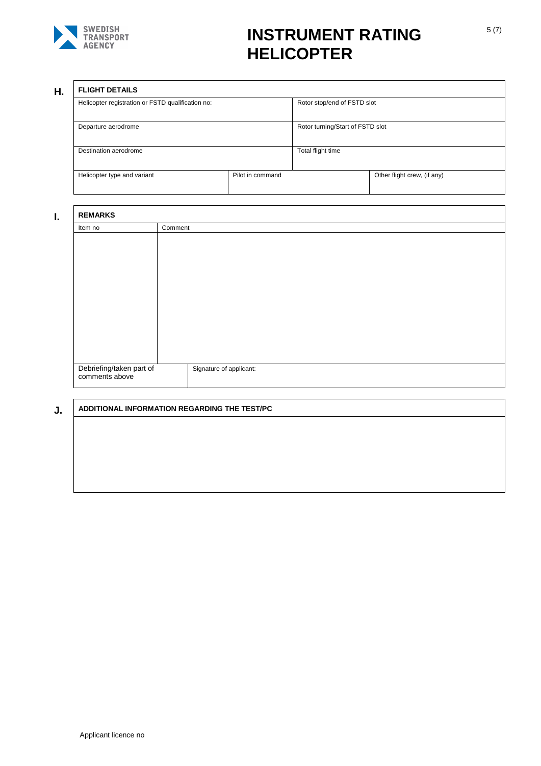# INSTRUMENT RATING HELICOPTER

## H. FLIGHT DETAILS

| Helicopter registration or FSTD qualification no: | | Rotor stop/end of FSTD slot | |
|---|---|---|---|
| Departure aerodrome | | Rotor turning/Start of FSTD slot | |
| Destination aerodrome | | Total flight time | |
| Helicopter type and variant | Pilot in command | | Other flight crew, (if any) |

## I. REMARKS

| Item no | Comment |
|---|---|
| | |
| Debriefing/taken part of comments above | Signature of applicant: |

## J. ADDITIONAL INFORMATION REGARDING THE TEST/PC

Applicant licence no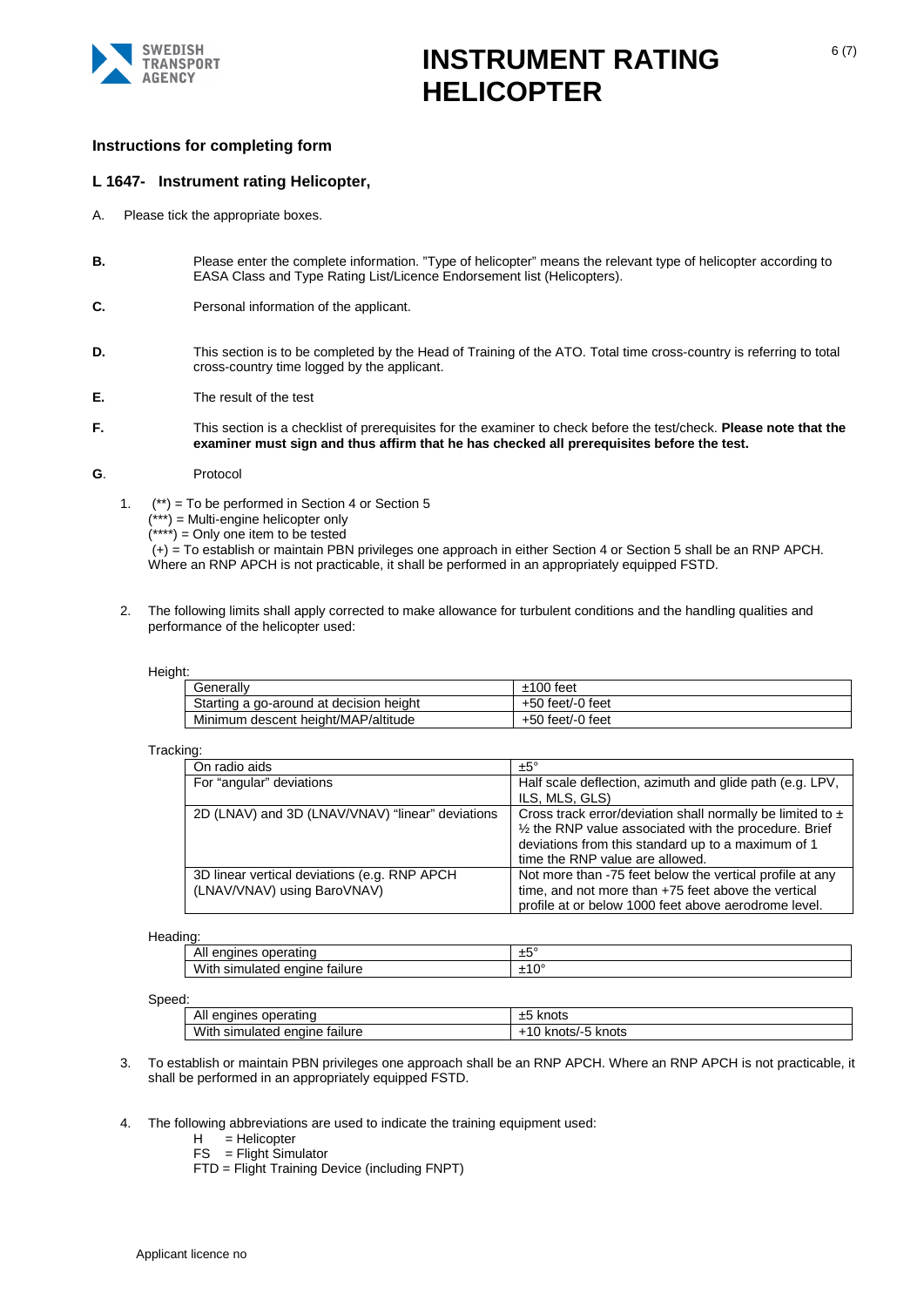## Instructions for completing form

### L 1647- Instrument rating Helicopter,

A. Please tick the appropriate boxes.

**B.** Please enter the complete information. "Type of helicopter" means the relevant type of helicopter according to EASA Class and Type Rating List/Licence Endorsement list (Helicopters).

**C.** Personal information of the applicant.

**D.** This section is to be completed by the Head of Training of the ATO. Total time cross-country is referring to total cross-country time logged by the applicant.

**E.** The result of the test

**F.** This section is a checklist of prerequisites for the examiner to check before the test/check. **Please note that the examiner must sign and thus affirm that he has checked all prerequisites before the test.**

**G**. Protocol

1. (**) = To be performed in Section 4 or Section 5
   (***) = Multi-engine helicopter only
   (****) = Only one item to be tested
   (+) = To establish or maintain PBN privileges one approach in either Section 4 or Section 5 shall be an RNP APCH. Where an RNP APCH is not practicable, it shall be performed in an appropriately equipped FSTD.

2. The following limits shall apply corrected to make allowance for turbulent conditions and the handling qualities and performance of the helicopter used:

Height:

| | |
|---|---|
| Generally | ±100 feet |
| Starting a go-around at decision height | +50 feet/-0 feet |
| Minimum descent height/MAP/altitude | +50 feet/-0 feet |

Tracking:

| | |
|---|---|
| On radio aids | ±5° |
| For "angular" deviations | Half scale deflection, azimuth and glide path (e.g. LPV, ILS, MLS, GLS) |
| 2D (LNAV) and 3D (LNAV/VNAV) "linear" deviations | Cross track error/deviation shall normally be limited to ± ½ the RNP value associated with the procedure. Brief deviations from this standard up to a maximum of 1 time the RNP value are allowed. |
| 3D linear vertical deviations (e.g. RNP APCH (LNAV/VNAV) using BaroVNAV) | Not more than -75 feet below the vertical profile at any time, and not more than +75 feet above the vertical profile at or below 1000 feet above aerodrome level. |

Heading:

| | |
|---|---|
| All engines operating | ±5° |
| With simulated engine failure | ±10° |

Speed:

| | |
|---|---|
| All engines operating | ±5 knots |
| With simulated engine failure | +10 knots/-5 knots |

3. To establish or maintain PBN privileges one approach shall be an RNP APCH. Where an RNP APCH is not practicable, it shall be performed in an appropriately equipped FSTD.

4. The following abbreviations are used to indicate the training equipment used:
   H = Helicopter
   FS = Flight Simulator
   FTD = Flight Training Device (including FNPT)

Applicant licence no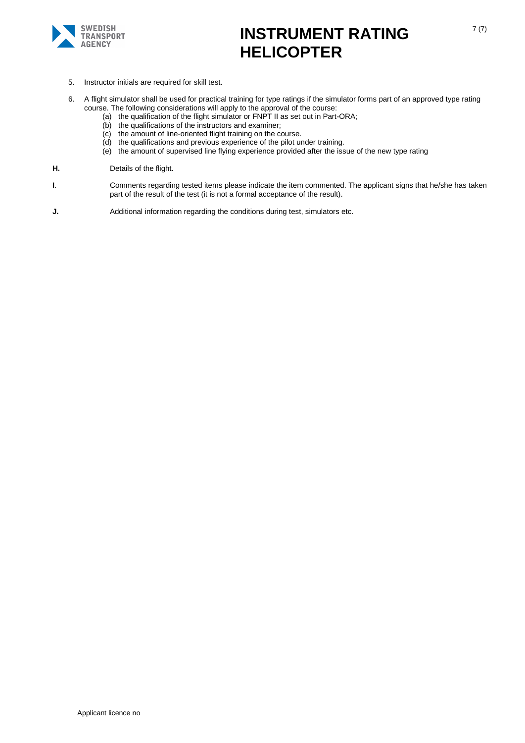5. Instructor initials are required for skill test.

6. A flight simulator shall be used for practical training for type ratings if the simulator forms part of an approved type rating course. The following considerations will apply to the approval of the course:
   (a) the qualification of the flight simulator or FNPT II as set out in Part-ORA;
   (b) the qualifications of the instructors and examiner;
   (c) the amount of line-oriented flight training on the course.
   (d) the qualifications and previous experience of the pilot under training.
   (e) the amount of supervised line flying experience provided after the issue of the new type rating

**H.** Details of the flight.

**I**. Comments regarding tested items please indicate the item commented. The applicant signs that he/she has taken part of the result of the test (it is not a formal acceptance of the result).

**J.** Additional information regarding the conditions during test, simulators etc.

Applicant licence no